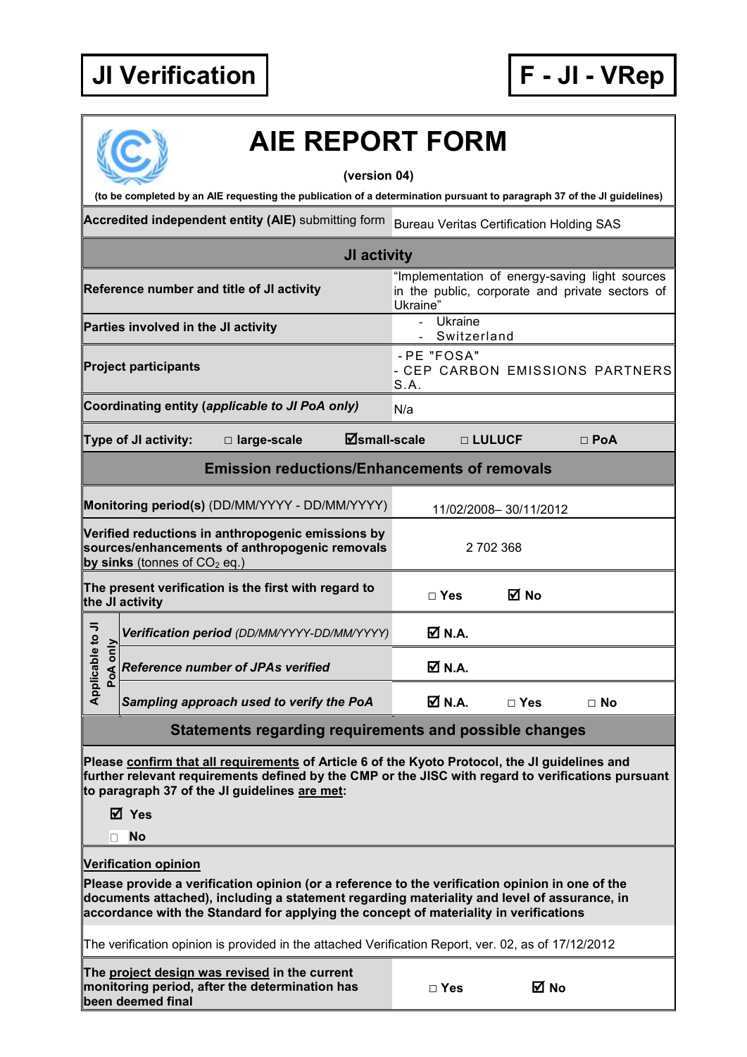| **JI Verification** | **F - JI - VRep** |
|---|---|

# AIE REPORT FORM

**(version 04)**

**(to be completed by an AIE requesting the publication of a determination pursuant to paragraph 37 of the JI guidelines)**

| | |
|---|---|
| **Accredited independent entity (AIE)** submitting form | Bureau Veritas Certification Holding SAS |
| **JI activity** | |
| **Reference number and title of JI activity** | "Implementation of energy-saving light sources in the public, corporate and private sectors of Ukraine" |
| **Parties involved in the JI activity** | - Ukraine<br>- Switzerland |
| **Project participants** | - PE "FOSA"<br>- CEP CARBON EMISSIONS PARTNERS S.A. |
| **Coordinating entity (*applicable to JI PoA only*)** | N/a |
| **Type of JI activity:** □ large-scale ☑ small-scale □ LULUCF □ PoA | |
| **Emission reductions/Enhancements of removals** | |
| **Monitoring period(s)** (DD/MM/YYYY - DD/MM/YYYY) | 11/02/2008– 30/11/2012 |
| **Verified reductions in anthropogenic emissions by sources/enhancements of anthropogenic removals by sinks** (tonnes of $CO_2$ eq.) | 2 702 368 |
| **The present verification is the first with regard to the JI activity** | □ Yes ☑ No |
| Applicable to JI PoA only: ***Verification period*** *(DD/MM/YYYY-DD/MM/YYYY)* | ☑ N.A. |
| Applicable to JI PoA only: ***Reference number of JPAs verified*** | ☑ N.A. |
| Applicable to JI PoA only: ***Sampling approach used to verify the PoA*** | ☑ N.A. □ Yes □ No |
| **Statements regarding requirements and possible changes** | |

**Please confirm that all requirements of Article 6 of the Kyoto Protocol, the JI guidelines and further relevant requirements defined by the CMP or the JISC with regard to verifications pursuant to paragraph 37 of the JI guidelines are met:**

☑ **Yes**

□ **No**

**Verification opinion**

**Please provide a verification opinion (or a reference to the verification opinion in one of the documents attached), including a statement regarding materiality and level of assurance, in accordance with the Standard for applying the concept of materiality in verifications**

The verification opinion is provided in the attached Verification Report, ver. 02, as of 17/12/2012

| | |
|---|---|
| **The project design was revised in the current monitoring period, after the determination has been deemed final** | □ Yes ☑ No |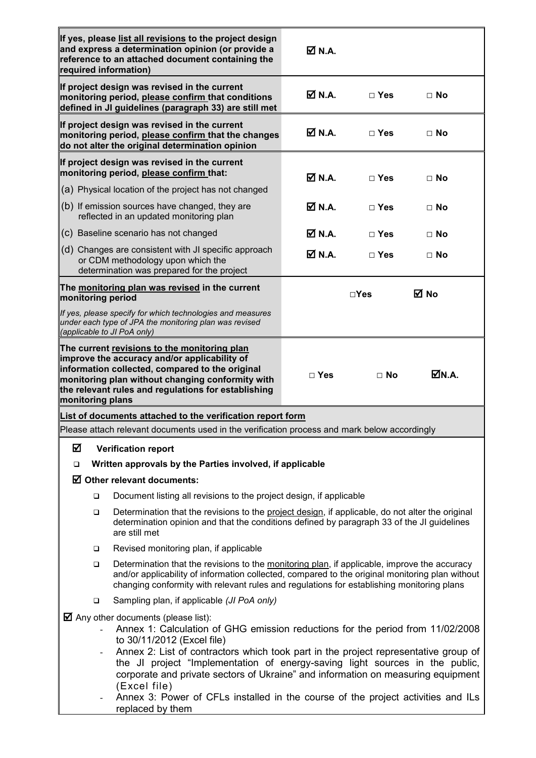| | | | |
|---|---|---|---|
| **If yes, please list all revisions to the project design and express a determination opinion (or provide a reference to an attached document containing the required information)** | ☑ **N.A.** | | |
| **If project design was revised in the current monitoring period, please confirm that conditions defined in JI guidelines (paragraph 33) are still met** | ☑ **N.A.** | □ **Yes** | □ **No** |
| **If project design was revised in the current monitoring period, please confirm that the changes do not alter the original determination opinion** | ☑ **N.A.** | □ **Yes** | □ **No** |
| **If project design was revised in the current monitoring period, please confirm that:** (a) Physical location of the project has not changed | ☑ **N.A.** | □ **Yes** | □ **No** |
| (b) If emission sources have changed, they are reflected in an updated monitoring plan | ☑ **N.A.** | □ **Yes** | □ **No** |
| (c) Baseline scenario has not changed | ☑ **N.A.** | □ **Yes** | □ **No** |
| (d) Changes are consistent with JI specific approach or CDM methodology upon which the determination was prepared for the project | ☑ **N.A.** | □ **Yes** | □ **No** |
| **The monitoring plan was revised in the current monitoring period** *If yes, please specify for which technologies and measures under each type of JPA the monitoring plan was revised (applicable to JI PoA only)* | | □**Yes** | ☑ **No** |
| **The current revisions to the monitoring plan improve the accuracy and/or applicability of information collected, compared to the original monitoring plan without changing conformity with the relevant rules and regulations for establishing monitoring plans** | □ **Yes** | □ **No** | ☑**N.A.** |

**List of documents attached to the verification report form**

Please attach relevant documents used in the verification process and mark below accordingly

☑ **Verification report**

❑ **Written approvals by the Parties involved, if applicable**

☑ **Other relevant documents:**

- ❑ Document listing all revisions to the project design, if applicable
- ❑ Determination that the revisions to the project design, if applicable, do not alter the original determination opinion and that the conditions defined by paragraph 33 of the JI guidelines are still met
- ❑ Revised monitoring plan, if applicable
- ❑ Determination that the revisions to the monitoring plan, if applicable, improve the accuracy and/or applicability of information collected, compared to the original monitoring plan without changing conformity with relevant rules and regulations for establishing monitoring plans
- ❑ Sampling plan, if applicable *(JI PoA only)*

☑ Any other documents (please list):

- Annex 1: Calculation of GHG emission reductions for the period from 11/02/2008 to 30/11/2012 (Excel file)
- Annex 2: List of contractors which took part in the project representative group of the JI project "Implementation of energy-saving light sources in the public, corporate and private sectors of Ukraine" and information on measuring equipment (Excel file)
- Annex 3: Power of CFLs installed in the course of the project activities and ILs replaced by them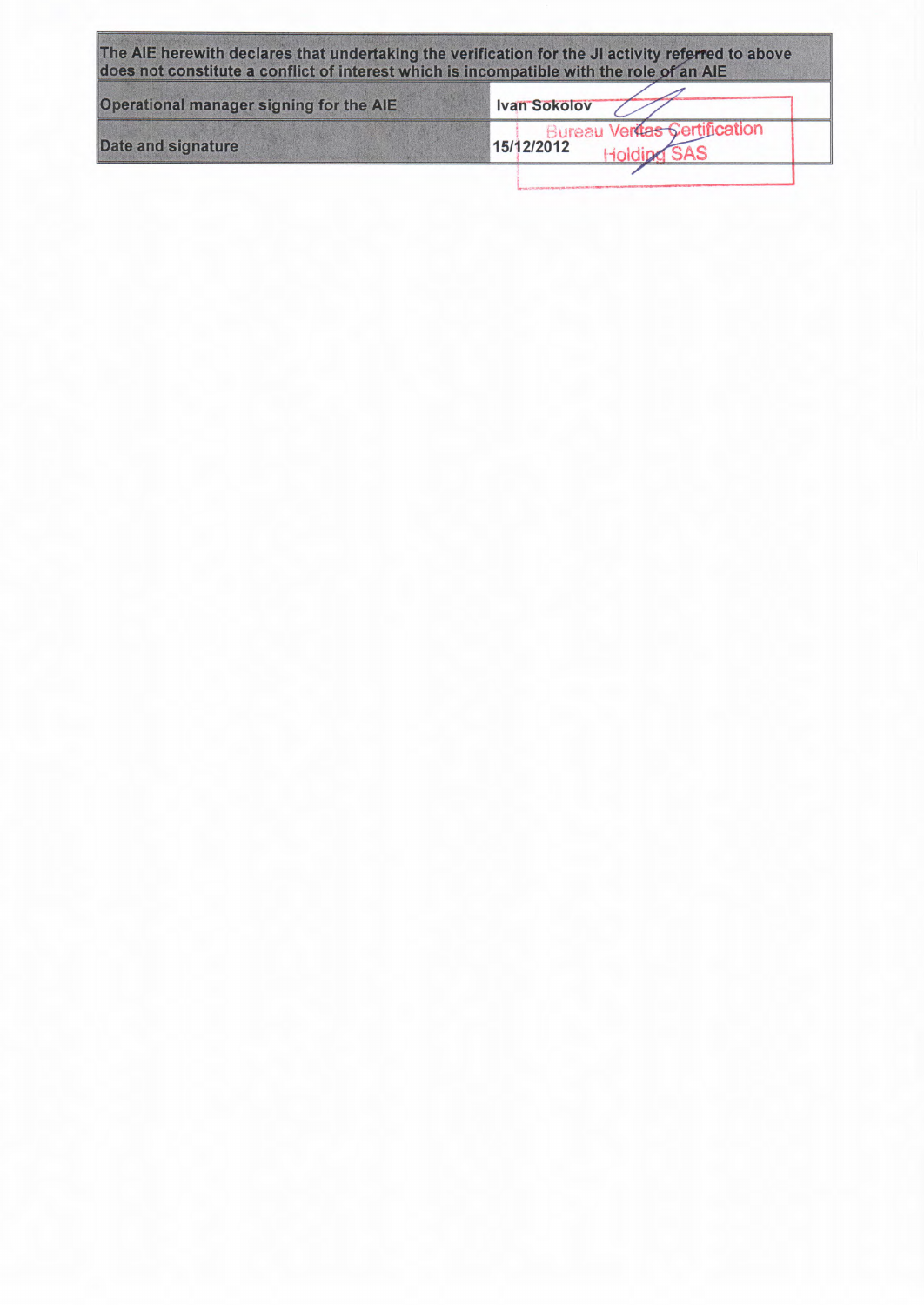| | |
|---|---|
| The AIE herewith declares that undertaking the verification for the JI activity referred to above does not constitute a conflict of interest which is incompatible with the role of an AIE | |
| Operational manager signing for the AIE | Ivan Sokolov |
| Date and signature | 15/12/2012 Bureau Veritas Certification Holding SAS |